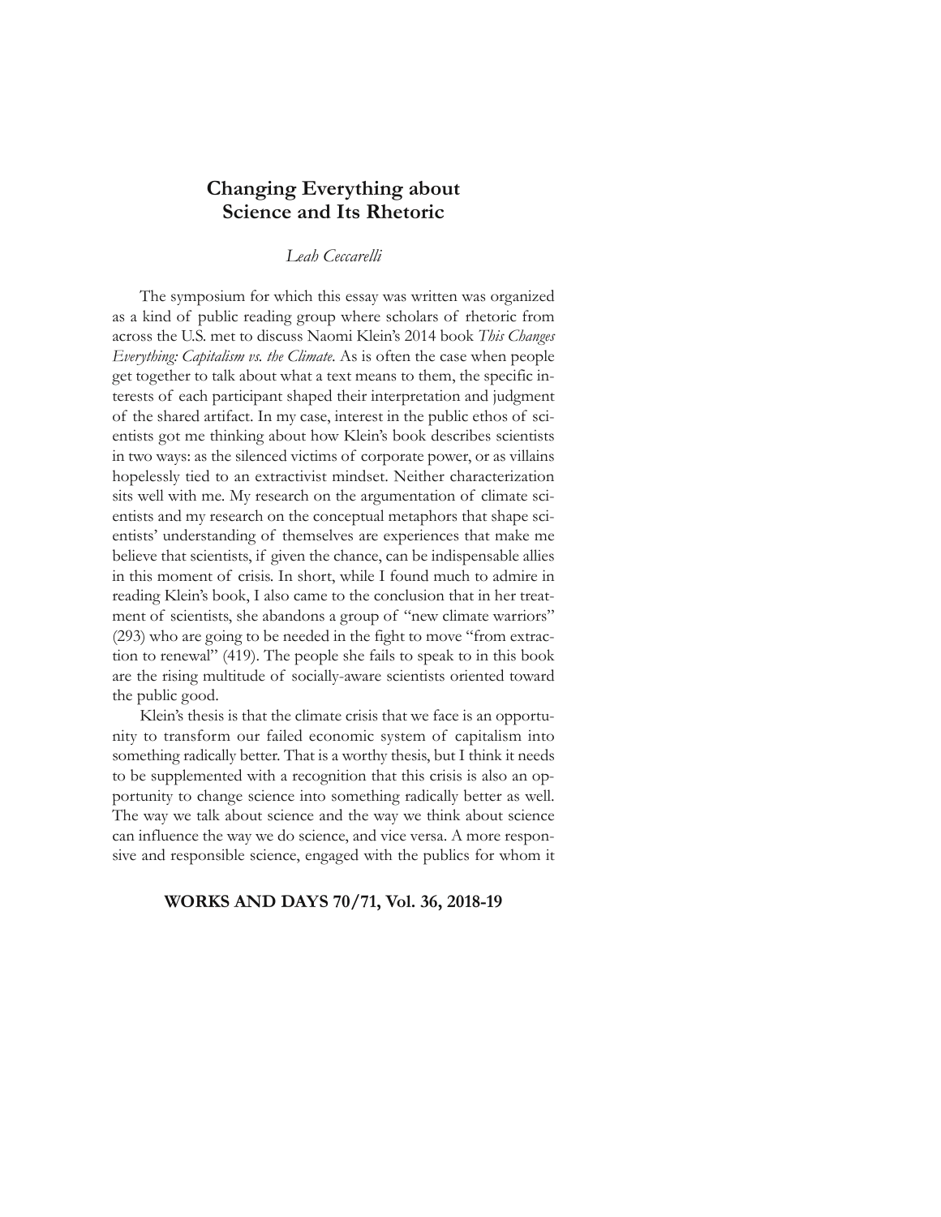# Changing Everything about Science and Its Rhetoric

*Leah Ceccarelli*

The symposium for which this essay was written was organized as a kind of public reading group where scholars of rhetoric from across the U.S. met to discuss Naomi Klein's 2014 book *This Changes Everything: Capitalism vs. the Climate*. As is often the case when people get together to talk about what a text means to them, the specific interests of each participant shaped their interpretation and judgment of the shared artifact. In my case, interest in the public ethos of scientists got me thinking about how Klein's book describes scientists in two ways: as the silenced victims of corporate power, or as villains hopelessly tied to an extractivist mindset. Neither characterization sits well with me. My research on the argumentation of climate scientists and my research on the conceptual metaphors that shape scientists' understanding of themselves are experiences that make me believe that scientists, if given the chance, can be indispensable allies in this moment of crisis. In short, while I found much to admire in reading Klein's book, I also came to the conclusion that in her treatment of scientists, she abandons a group of "new climate warriors" (293) who are going to be needed in the fight to move "from extraction to renewal" (419). The people she fails to speak to in this book are the rising multitude of socially-aware scientists oriented toward the public good.

Klein's thesis is that the climate crisis that we face is an opportunity to transform our failed economic system of capitalism into something radically better. That is a worthy thesis, but I think it needs to be supplemented with a recognition that this crisis is also an opportunity to change science into something radically better as well. The way we talk about science and the way we think about science can influence the way we do science, and vice versa. A more responsive and responsible science, engaged with the publics for whom it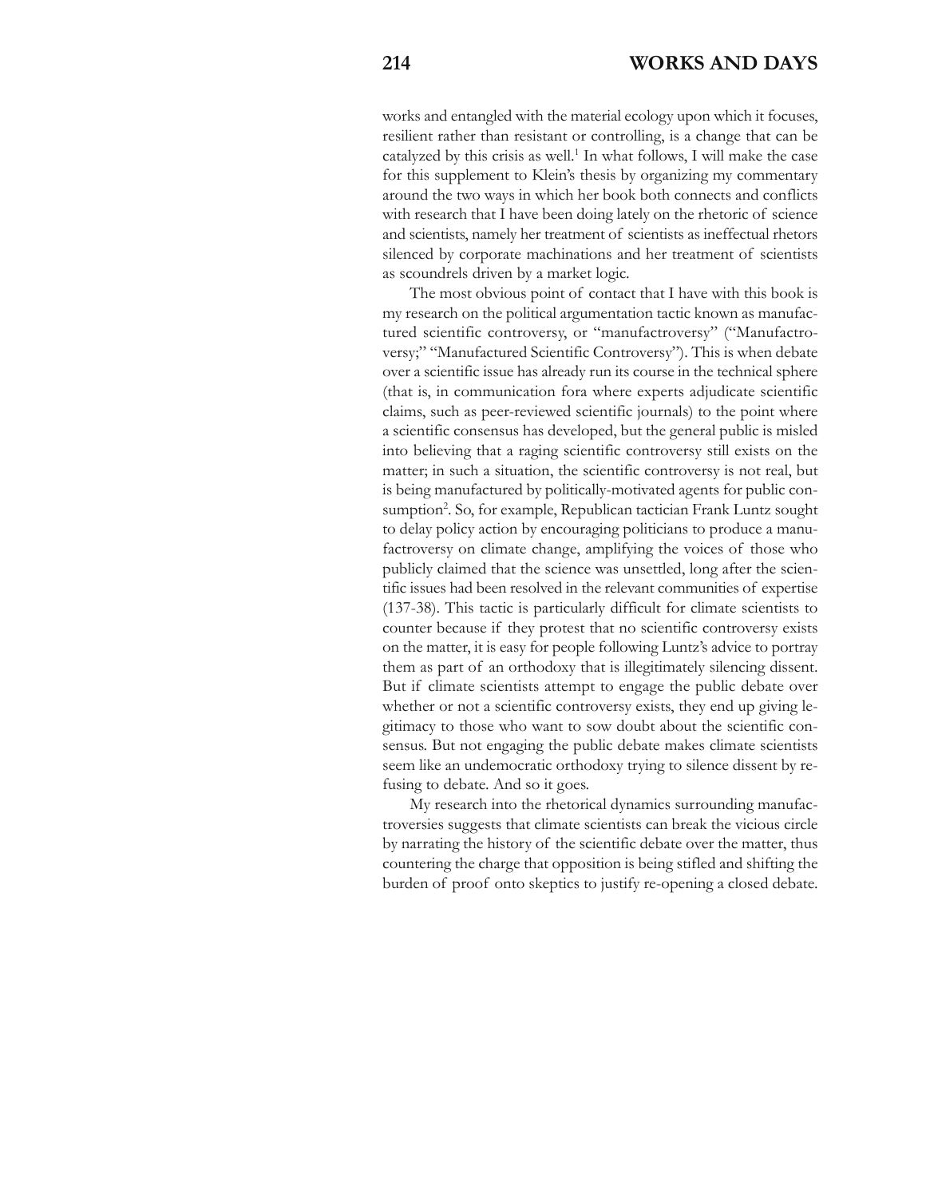works and entangled with the material ecology upon which it focuses, resilient rather than resistant or controlling, is a change that can be catalyzed by this crisis as well.[1] In what follows, I will make the case for this supplement to Klein's thesis by organizing my commentary around the two ways in which her book both connects and conflicts with research that I have been doing lately on the rhetoric of science and scientists, namely her treatment of scientists as ineffectual rhetors silenced by corporate machinations and her treatment of scientists as scoundrels driven by a market logic.

The most obvious point of contact that I have with this book is my research on the political argumentation tactic known as manufactured scientific controversy, or "manufactroversy" ("Manufactroversy;" "Manufactured Scientific Controversy"). This is when debate over a scientific issue has already run its course in the technical sphere (that is, in communication fora where experts adjudicate scientific claims, such as peer-reviewed scientific journals) to the point where a scientific consensus has developed, but the general public is misled into believing that a raging scientific controversy still exists on the matter; in such a situation, the scientific controversy is not real, but is being manufactured by politically-motivated agents for public consumption[2]. So, for example, Republican tactician Frank Luntz sought to delay policy action by encouraging politicians to produce a manufactroversy on climate change, amplifying the voices of those who publicly claimed that the science was unsettled, long after the scientific issues had been resolved in the relevant communities of expertise (137-38). This tactic is particularly difficult for climate scientists to counter because if they protest that no scientific controversy exists on the matter, it is easy for people following Luntz's advice to portray them as part of an orthodoxy that is illegitimately silencing dissent. But if climate scientists attempt to engage the public debate over whether or not a scientific controversy exists, they end up giving legitimacy to those who want to sow doubt about the scientific consensus. But not engaging the public debate makes climate scientists seem like an undemocratic orthodoxy trying to silence dissent by refusing to debate. And so it goes.

My research into the rhetorical dynamics surrounding manufactroversies suggests that climate scientists can break the vicious circle by narrating the history of the scientific debate over the matter, thus countering the charge that opposition is being stifled and shifting the burden of proof onto skeptics to justify re-opening a closed debate.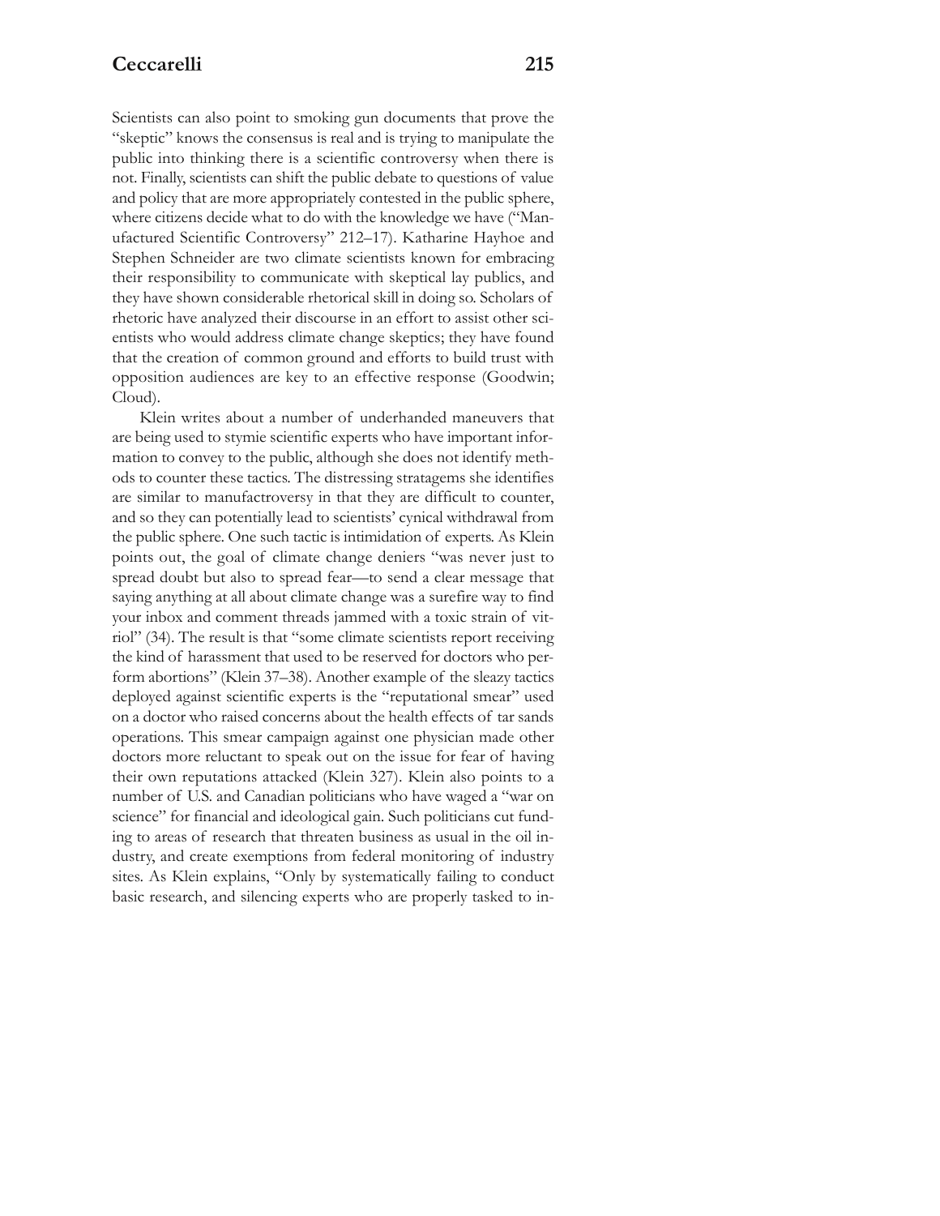Scientists can also point to smoking gun documents that prove the "skeptic" knows the consensus is real and is trying to manipulate the public into thinking there is a scientific controversy when there is not. Finally, scientists can shift the public debate to questions of value and policy that are more appropriately contested in the public sphere, where citizens decide what to do with the knowledge we have ("Manufactured Scientific Controversy" 212–17). Katharine Hayhoe and Stephen Schneider are two climate scientists known for embracing their responsibility to communicate with skeptical lay publics, and they have shown considerable rhetorical skill in doing so. Scholars of rhetoric have analyzed their discourse in an effort to assist other scientists who would address climate change skeptics; they have found that the creation of common ground and efforts to build trust with opposition audiences are key to an effective response (Goodwin; Cloud).

Klein writes about a number of underhanded maneuvers that are being used to stymie scientific experts who have important information to convey to the public, although she does not identify methods to counter these tactics. The distressing stratagems she identifies are similar to manufactroversy in that they are difficult to counter, and so they can potentially lead to scientists' cynical withdrawal from the public sphere. One such tactic is intimidation of experts. As Klein points out, the goal of climate change deniers "was never just to spread doubt but also to spread fear—to send a clear message that saying anything at all about climate change was a surefire way to find your inbox and comment threads jammed with a toxic strain of vitriol" (34). The result is that "some climate scientists report receiving the kind of harassment that used to be reserved for doctors who perform abortions" (Klein 37–38). Another example of the sleazy tactics deployed against scientific experts is the "reputational smear" used on a doctor who raised concerns about the health effects of tar sands operations. This smear campaign against one physician made other doctors more reluctant to speak out on the issue for fear of having their own reputations attacked (Klein 327). Klein also points to a number of U.S. and Canadian politicians who have waged a "war on science" for financial and ideological gain. Such politicians cut funding to areas of research that threaten business as usual in the oil industry, and create exemptions from federal monitoring of industry sites. As Klein explains, "Only by systematically failing to conduct basic research, and silencing experts who are properly tasked to in-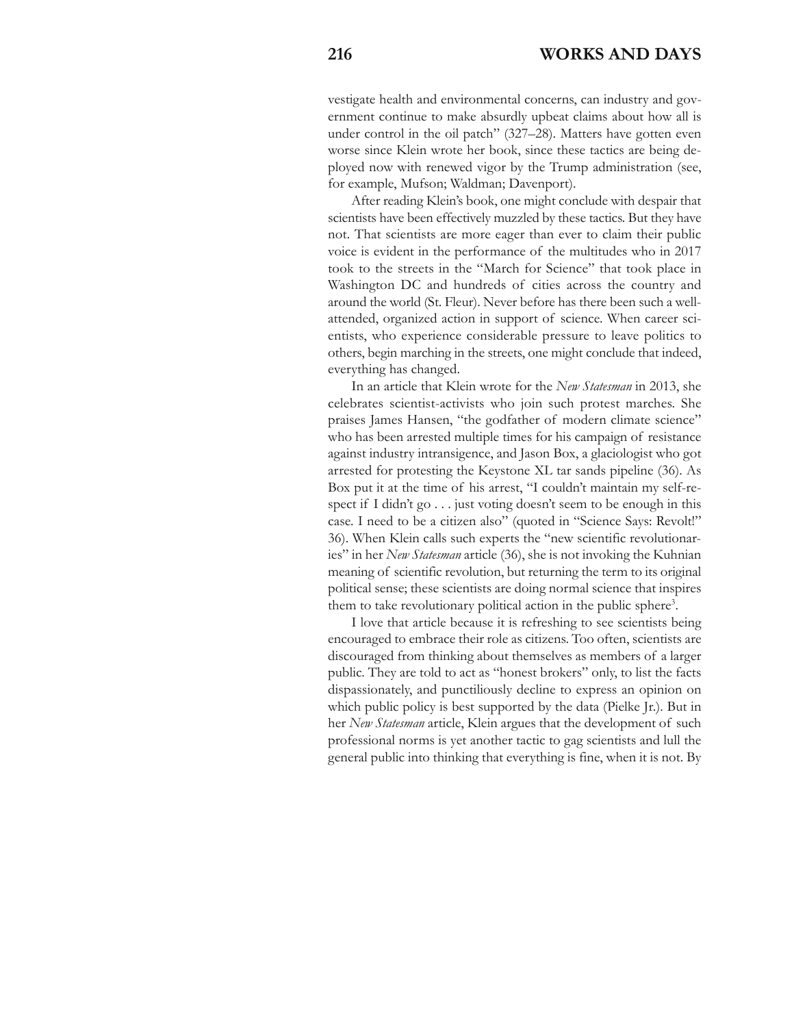vestigate health and environmental concerns, can industry and government continue to make absurdly upbeat claims about how all is under control in the oil patch" (327–28). Matters have gotten even worse since Klein wrote her book, since these tactics are being deployed now with renewed vigor by the Trump administration (see, for example, Mufson; Waldman; Davenport).

After reading Klein's book, one might conclude with despair that scientists have been effectively muzzled by these tactics. But they have not. That scientists are more eager than ever to claim their public voice is evident in the performance of the multitudes who in 2017 took to the streets in the "March for Science" that took place in Washington DC and hundreds of cities across the country and around the world (St. Fleur). Never before has there been such a well-attended, organized action in support of science. When career scientists, who experience considerable pressure to leave politics to others, begin marching in the streets, one might conclude that indeed, everything has changed.

In an article that Klein wrote for the *New Statesman* in 2013, she celebrates scientist-activists who join such protest marches. She praises James Hansen, "the godfather of modern climate science" who has been arrested multiple times for his campaign of resistance against industry intransigence, and Jason Box, a glaciologist who got arrested for protesting the Keystone XL tar sands pipeline (36). As Box put it at the time of his arrest, "I couldn't maintain my self-respect if I didn't go . . . just voting doesn't seem to be enough in this case. I need to be a citizen also" (quoted in "Science Says: Revolt!" 36). When Klein calls such experts the "new scientific revolutionaries" in her *New Statesman* article (36), she is not invoking the Kuhnian meaning of scientific revolution, but returning the term to its original political sense; these scientists are doing normal science that inspires them to take revolutionary political action in the public sphere[3].

I love that article because it is refreshing to see scientists being encouraged to embrace their role as citizens. Too often, scientists are discouraged from thinking about themselves as members of a larger public. They are told to act as "honest brokers" only, to list the facts dispassionately, and punctiliously decline to express an opinion on which public policy is best supported by the data (Pielke Jr.). But in her *New Statesman* article, Klein argues that the development of such professional norms is yet another tactic to gag scientists and lull the general public into thinking that everything is fine, when it is not. By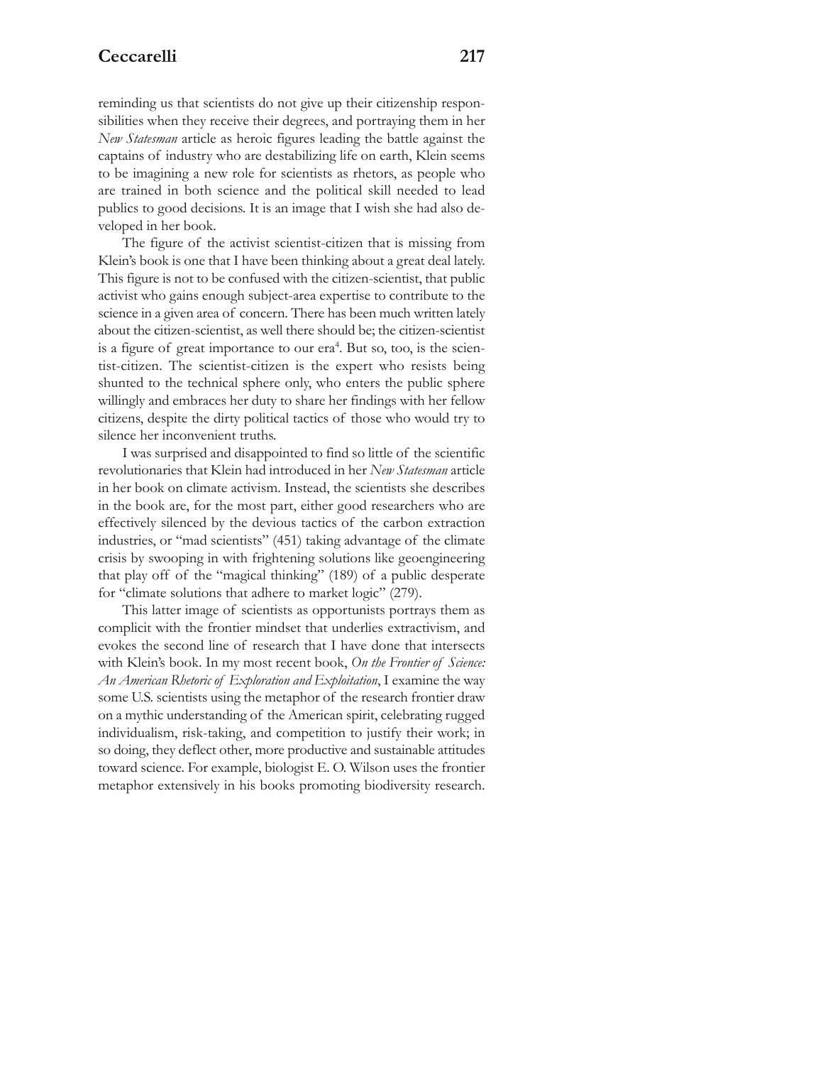reminding us that scientists do not give up their citizenship responsibilities when they receive their degrees, and portraying them in her *New Statesman* article as heroic figures leading the battle against the captains of industry who are destabilizing life on earth, Klein seems to be imagining a new role for scientists as rhetors, as people who are trained in both science and the political skill needed to lead publics to good decisions. It is an image that I wish she had also developed in her book.

The figure of the activist scientist-citizen that is missing from Klein's book is one that I have been thinking about a great deal lately. This figure is not to be confused with the citizen-scientist, that public activist who gains enough subject-area expertise to contribute to the science in a given area of concern. There has been much written lately about the citizen-scientist, as well there should be; the citizen-scientist is a figure of great importance to our era[4]. But so, too, is the scientist-citizen. The scientist-citizen is the expert who resists being shunted to the technical sphere only, who enters the public sphere willingly and embraces her duty to share her findings with her fellow citizens, despite the dirty political tactics of those who would try to silence her inconvenient truths.

I was surprised and disappointed to find so little of the scientific revolutionaries that Klein had introduced in her *New Statesman* article in her book on climate activism. Instead, the scientists she describes in the book are, for the most part, either good researchers who are effectively silenced by the devious tactics of the carbon extraction industries, or "mad scientists" (451) taking advantage of the climate crisis by swooping in with frightening solutions like geoengineering that play off of the "magical thinking" (189) of a public desperate for "climate solutions that adhere to market logic" (279).

This latter image of scientists as opportunists portrays them as complicit with the frontier mindset that underlies extractivism, and evokes the second line of research that I have done that intersects with Klein's book. In my most recent book, *On the Frontier of Science: An American Rhetoric of Exploration and Exploitation*, I examine the way some U.S. scientists using the metaphor of the research frontier draw on a mythic understanding of the American spirit, celebrating rugged individualism, risk-taking, and competition to justify their work; in so doing, they deflect other, more productive and sustainable attitudes toward science. For example, biologist E. O. Wilson uses the frontier metaphor extensively in his books promoting biodiversity research.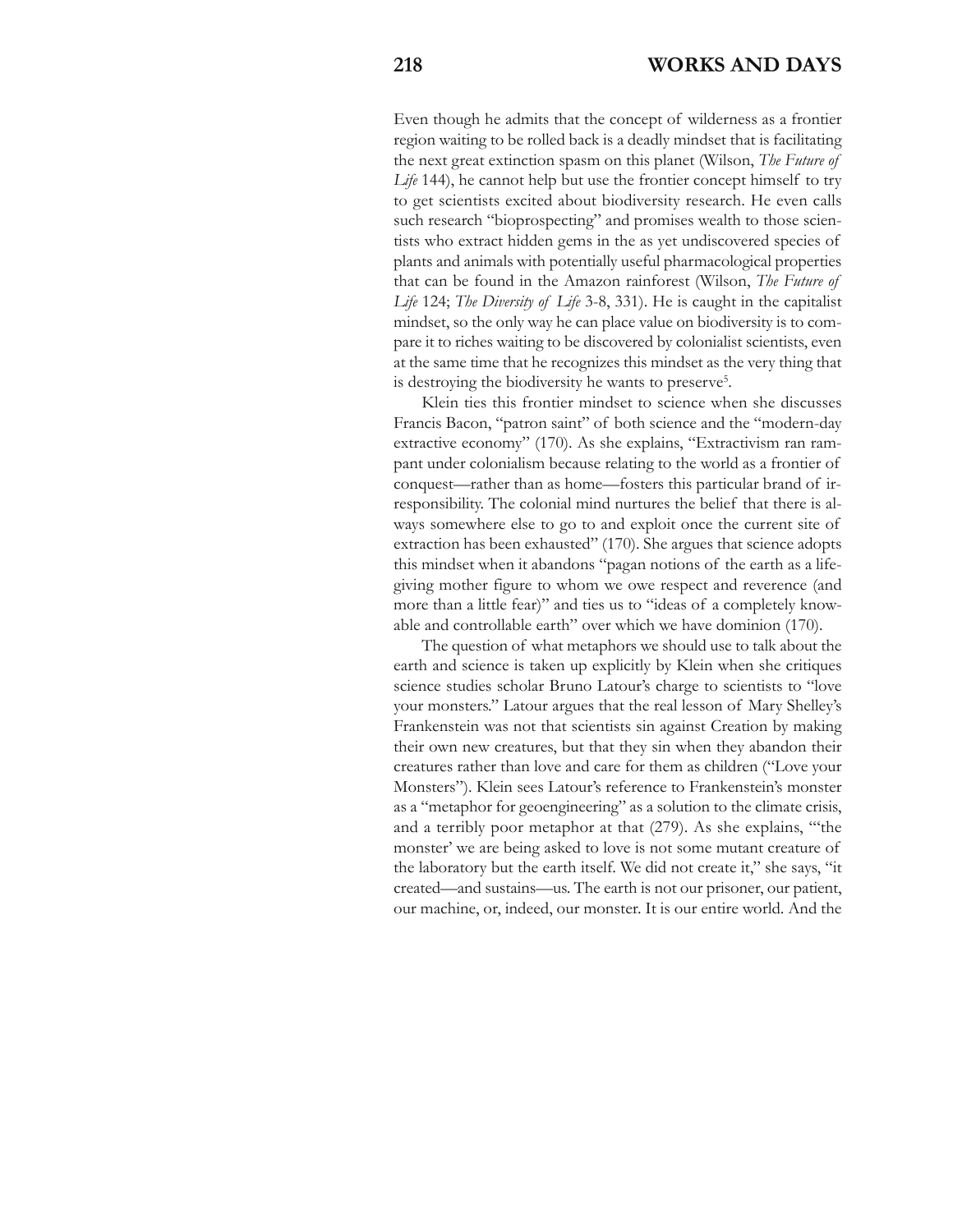Even though he admits that the concept of wilderness as a frontier region waiting to be rolled back is a deadly mindset that is facilitating the next great extinction spasm on this planet (Wilson, *The Future of Life* 144), he cannot help but use the frontier concept himself to try to get scientists excited about biodiversity research. He even calls such research "bioprospecting" and promises wealth to those scientists who extract hidden gems in the as yet undiscovered species of plants and animals with potentially useful pharmacological properties that can be found in the Amazon rainforest (Wilson, *The Future of Life* 124; *The Diversity of Life* 3-8, 331). He is caught in the capitalist mindset, so the only way he can place value on biodiversity is to compare it to riches waiting to be discovered by colonialist scientists, even at the same time that he recognizes this mindset as the very thing that is destroying the biodiversity he wants to preserve[5].

Klein ties this frontier mindset to science when she discusses Francis Bacon, "patron saint" of both science and the "modern-day extractive economy" (170). As she explains, "Extractivism ran rampant under colonialism because relating to the world as a frontier of conquest—rather than as home—fosters this particular brand of irresponsibility. The colonial mind nurtures the belief that there is always somewhere else to go to and exploit once the current site of extraction has been exhausted" (170). She argues that science adopts this mindset when it abandons "pagan notions of the earth as a life-giving mother figure to whom we owe respect and reverence (and more than a little fear)" and ties us to "ideas of a completely knowable and controllable earth" over which we have dominion (170).

The question of what metaphors we should use to talk about the earth and science is taken up explicitly by Klein when she critiques science studies scholar Bruno Latour's charge to scientists to "love your monsters." Latour argues that the real lesson of Mary Shelley's Frankenstein was not that scientists sin against Creation by making their own new creatures, but that they sin when they abandon their creatures rather than love and care for them as children ("Love your Monsters"). Klein sees Latour's reference to Frankenstein's monster as a "metaphor for geoengineering" as a solution to the climate crisis, and a terribly poor metaphor at that (279). As she explains, "'the monster' we are being asked to love is not some mutant creature of the laboratory but the earth itself. We did not create it," she says, "it created—and sustains—us. The earth is not our prisoner, our patient, our machine, or, indeed, our monster. It is our entire world. And the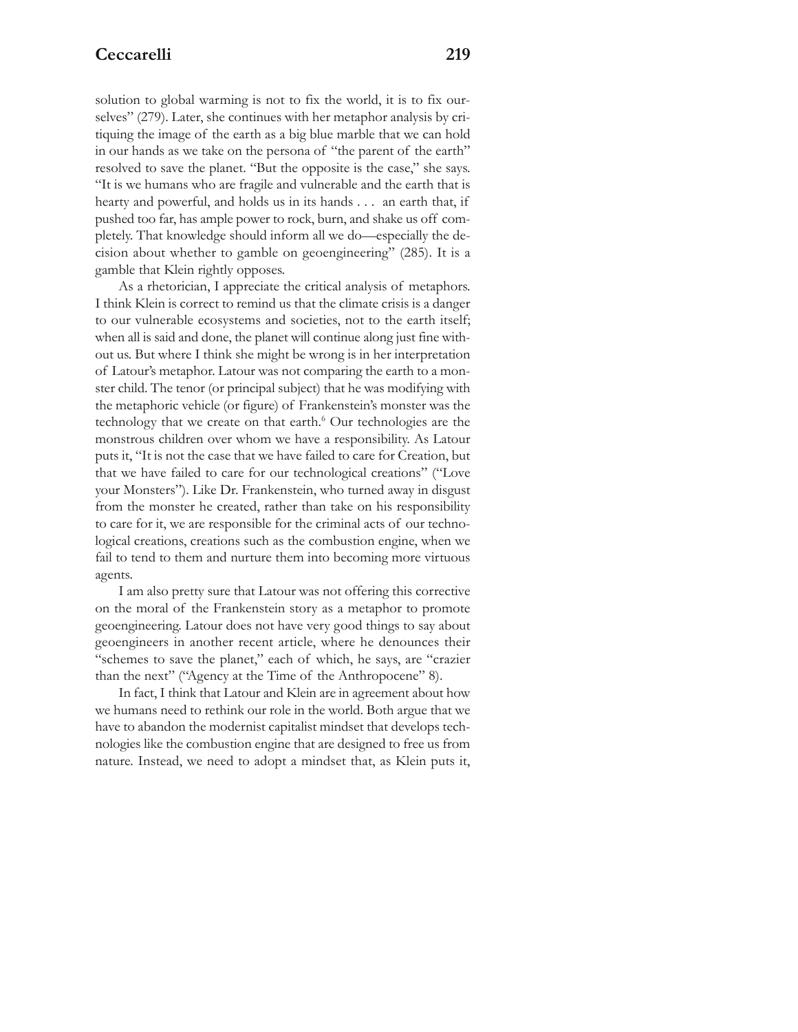solution to global warming is not to fix the world, it is to fix ourselves" (279). Later, she continues with her metaphor analysis by critiquing the image of the earth as a big blue marble that we can hold in our hands as we take on the persona of "the parent of the earth" resolved to save the planet. "But the opposite is the case," she says. "It is we humans who are fragile and vulnerable and the earth that is hearty and powerful, and holds us in its hands . . . an earth that, if pushed too far, has ample power to rock, burn, and shake us off completely. That knowledge should inform all we do—especially the decision about whether to gamble on geoengineering" (285). It is a gamble that Klein rightly opposes.

As a rhetorician, I appreciate the critical analysis of metaphors. I think Klein is correct to remind us that the climate crisis is a danger to our vulnerable ecosystems and societies, not to the earth itself; when all is said and done, the planet will continue along just fine without us. But where I think she might be wrong is in her interpretation of Latour's metaphor. Latour was not comparing the earth to a monster child. The tenor (or principal subject) that he was modifying with the metaphoric vehicle (or figure) of Frankenstein's monster was the technology that we create on that earth.[6] Our technologies are the monstrous children over whom we have a responsibility. As Latour puts it, "It is not the case that we have failed to care for Creation, but that we have failed to care for our technological creations" ("Love your Monsters"). Like Dr. Frankenstein, who turned away in disgust from the monster he created, rather than take on his responsibility to care for it, we are responsible for the criminal acts of our technological creations, creations such as the combustion engine, when we fail to tend to them and nurture them into becoming more virtuous agents.

I am also pretty sure that Latour was not offering this corrective on the moral of the Frankenstein story as a metaphor to promote geoengineering. Latour does not have very good things to say about geoengineers in another recent article, where he denounces their "schemes to save the planet," each of which, he says, are "crazier than the next" ("Agency at the Time of the Anthropocene" 8).

In fact, I think that Latour and Klein are in agreement about how we humans need to rethink our role in the world. Both argue that we have to abandon the modernist capitalist mindset that develops technologies like the combustion engine that are designed to free us from nature. Instead, we need to adopt a mindset that, as Klein puts it,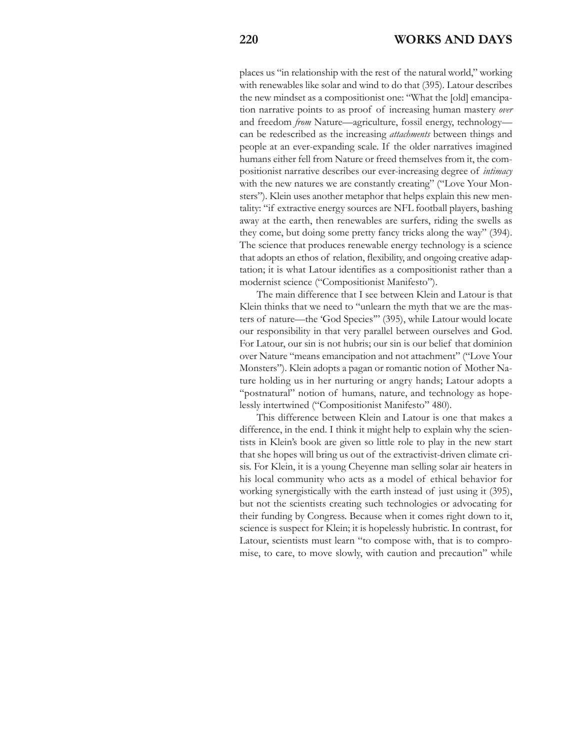places us "in relationship with the rest of the natural world," working with renewables like solar and wind to do that (395). Latour describes the new mindset as a compositionist one: "What the [old] emancipation narrative points to as proof of increasing human mastery *over* and freedom *from* Nature—agriculture, fossil energy, technology—can be redescribed as the increasing *attachments* between things and people at an ever-expanding scale. If the older narratives imagined humans either fell from Nature or freed themselves from it, the compositionist narrative describes our ever-increasing degree of *intimacy* with the new natures we are constantly creating" ("Love Your Monsters"). Klein uses another metaphor that helps explain this new mentality: "if extractive energy sources are NFL football players, bashing away at the earth, then renewables are surfers, riding the swells as they come, but doing some pretty fancy tricks along the way" (394). The science that produces renewable energy technology is a science that adopts an ethos of relation, flexibility, and ongoing creative adaptation; it is what Latour identifies as a compositionist rather than a modernist science ("Compositionist Manifesto").

The main difference that I see between Klein and Latour is that Klein thinks that we need to "unlearn the myth that we are the masters of nature—the 'God Species'" (395), while Latour would locate our responsibility in that very parallel between ourselves and God. For Latour, our sin is not hubris; our sin is our belief that dominion over Nature "means emancipation and not attachment" ("Love Your Monsters"). Klein adopts a pagan or romantic notion of Mother Nature holding us in her nurturing or angry hands; Latour adopts a "postnatural" notion of humans, nature, and technology as hopelessly intertwined ("Compositionist Manifesto" 480).

This difference between Klein and Latour is one that makes a difference, in the end. I think it might help to explain why the scientists in Klein's book are given so little role to play in the new start that she hopes will bring us out of the extractivist-driven climate crisis. For Klein, it is a young Cheyenne man selling solar air heaters in his local community who acts as a model of ethical behavior for working synergistically with the earth instead of just using it (395), but not the scientists creating such technologies or advocating for their funding by Congress. Because when it comes right down to it, science is suspect for Klein; it is hopelessly hubristic. In contrast, for Latour, scientists must learn "to compose with, that is to compromise, to care, to move slowly, with caution and precaution" while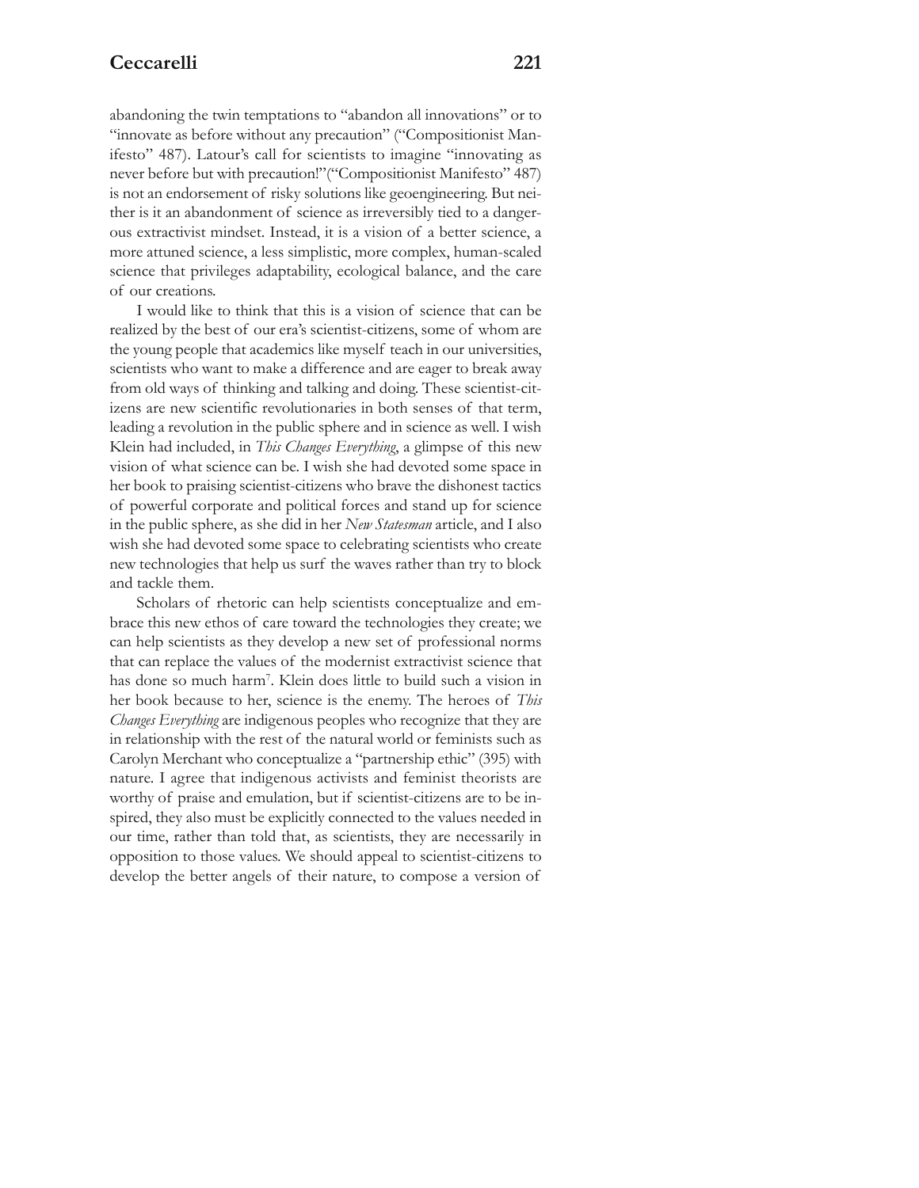abandoning the twin temptations to "abandon all innovations" or to "innovate as before without any precaution" ("Compositionist Manifesto" 487). Latour's call for scientists to imagine "innovating as never before but with precaution!"("Compositionist Manifesto" 487) is not an endorsement of risky solutions like geoengineering. But neither is it an abandonment of science as irreversibly tied to a dangerous extractivist mindset. Instead, it is a vision of a better science, a more attuned science, a less simplistic, more complex, human-scaled science that privileges adaptability, ecological balance, and the care of our creations.

I would like to think that this is a vision of science that can be realized by the best of our era's scientist-citizens, some of whom are the young people that academics like myself teach in our universities, scientists who want to make a difference and are eager to break away from old ways of thinking and talking and doing. These scientist-citizens are new scientific revolutionaries in both senses of that term, leading a revolution in the public sphere and in science as well. I wish Klein had included, in *This Changes Everything*, a glimpse of this new vision of what science can be. I wish she had devoted some space in her book to praising scientist-citizens who brave the dishonest tactics of powerful corporate and political forces and stand up for science in the public sphere, as she did in her *New Statesman* article, and I also wish she had devoted some space to celebrating scientists who create new technologies that help us surf the waves rather than try to block and tackle them.

Scholars of rhetoric can help scientists conceptualize and embrace this new ethos of care toward the technologies they create; we can help scientists as they develop a new set of professional norms that can replace the values of the modernist extractivist science that has done so much harm[7]. Klein does little to build such a vision in her book because to her, science is the enemy. The heroes of *This Changes Everything* are indigenous peoples who recognize that they are in relationship with the rest of the natural world or feminists such as Carolyn Merchant who conceptualize a "partnership ethic" (395) with nature. I agree that indigenous activists and feminist theorists are worthy of praise and emulation, but if scientist-citizens are to be inspired, they also must be explicitly connected to the values needed in our time, rather than told that, as scientists, they are necessarily in opposition to those values. We should appeal to scientist-citizens to develop the better angels of their nature, to compose a version of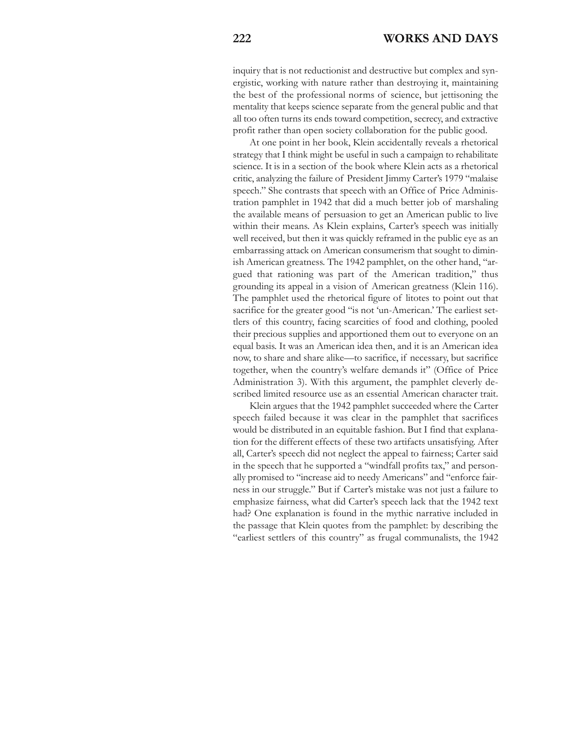inquiry that is not reductionist and destructive but complex and synergistic, working with nature rather than destroying it, maintaining the best of the professional norms of science, but jettisoning the mentality that keeps science separate from the general public and that all too often turns its ends toward competition, secrecy, and extractive profit rather than open society collaboration for the public good.

At one point in her book, Klein accidentally reveals a rhetorical strategy that I think might be useful in such a campaign to rehabilitate science. It is in a section of the book where Klein acts as a rhetorical critic, analyzing the failure of President Jimmy Carter's 1979 "malaise speech." She contrasts that speech with an Office of Price Administration pamphlet in 1942 that did a much better job of marshaling the available means of persuasion to get an American public to live within their means. As Klein explains, Carter's speech was initially well received, but then it was quickly reframed in the public eye as an embarrassing attack on American consumerism that sought to diminish American greatness. The 1942 pamphlet, on the other hand, "argued that rationing was part of the American tradition," thus grounding its appeal in a vision of American greatness (Klein 116). The pamphlet used the rhetorical figure of litotes to point out that sacrifice for the greater good "is not 'un-American.' The earliest settlers of this country, facing scarcities of food and clothing, pooled their precious supplies and apportioned them out to everyone on an equal basis. It was an American idea then, and it is an American idea now, to share and share alike—to sacrifice, if necessary, but sacrifice together, when the country's welfare demands it" (Office of Price Administration 3). With this argument, the pamphlet cleverly described limited resource use as an essential American character trait.

Klein argues that the 1942 pamphlet succeeded where the Carter speech failed because it was clear in the pamphlet that sacrifices would be distributed in an equitable fashion. But I find that explanation for the different effects of these two artifacts unsatisfying. After all, Carter's speech did not neglect the appeal to fairness; Carter said in the speech that he supported a "windfall profits tax," and personally promised to "increase aid to needy Americans" and "enforce fairness in our struggle." But if Carter's mistake was not just a failure to emphasize fairness, what did Carter's speech lack that the 1942 text had? One explanation is found in the mythic narrative included in the passage that Klein quotes from the pamphlet: by describing the "earliest settlers of this country" as frugal communalists, the 1942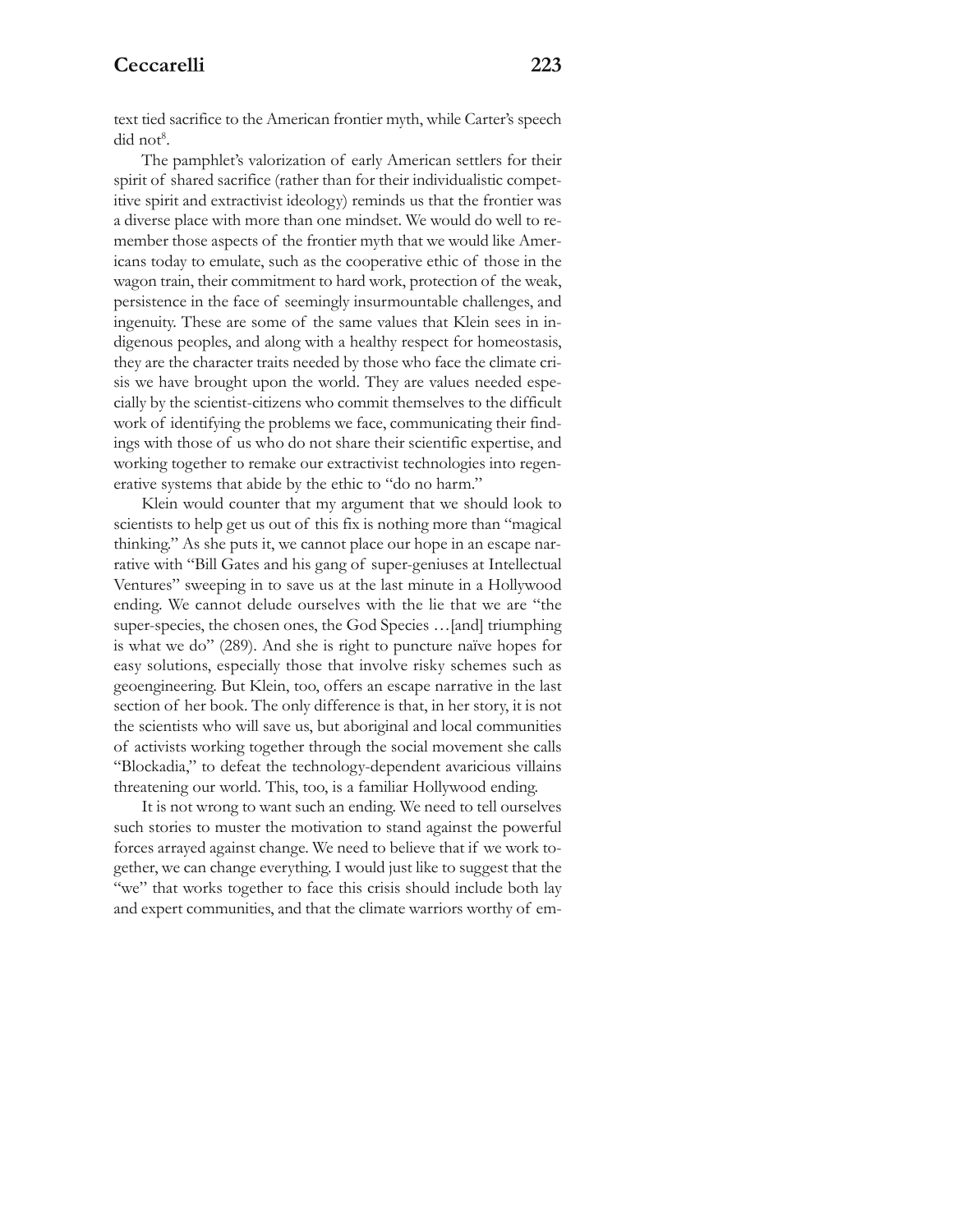text tied sacrifice to the American frontier myth, while Carter's speech did not[8].

The pamphlet's valorization of early American settlers for their spirit of shared sacrifice (rather than for their individualistic competitive spirit and extractivist ideology) reminds us that the frontier was a diverse place with more than one mindset. We would do well to remember those aspects of the frontier myth that we would like Americans today to emulate, such as the cooperative ethic of those in the wagon train, their commitment to hard work, protection of the weak, persistence in the face of seemingly insurmountable challenges, and ingenuity. These are some of the same values that Klein sees in indigenous peoples, and along with a healthy respect for homeostasis, they are the character traits needed by those who face the climate crisis we have brought upon the world. They are values needed especially by the scientist-citizens who commit themselves to the difficult work of identifying the problems we face, communicating their findings with those of us who do not share their scientific expertise, and working together to remake our extractivist technologies into regenerative systems that abide by the ethic to "do no harm."

Klein would counter that my argument that we should look to scientists to help get us out of this fix is nothing more than "magical thinking." As she puts it, we cannot place our hope in an escape narrative with "Bill Gates and his gang of super-geniuses at Intellectual Ventures" sweeping in to save us at the last minute in a Hollywood ending. We cannot delude ourselves with the lie that we are "the super-species, the chosen ones, the God Species …[and] triumphing is what we do" (289). And she is right to puncture naïve hopes for easy solutions, especially those that involve risky schemes such as geoengineering. But Klein, too, offers an escape narrative in the last section of her book. The only difference is that, in her story, it is not the scientists who will save us, but aboriginal and local communities of activists working together through the social movement she calls "Blockadia," to defeat the technology-dependent avaricious villains threatening our world. This, too, is a familiar Hollywood ending.

It is not wrong to want such an ending. We need to tell ourselves such stories to muster the motivation to stand against the powerful forces arrayed against change. We need to believe that if we work together, we can change everything. I would just like to suggest that the "we" that works together to face this crisis should include both lay and expert communities, and that the climate warriors worthy of em-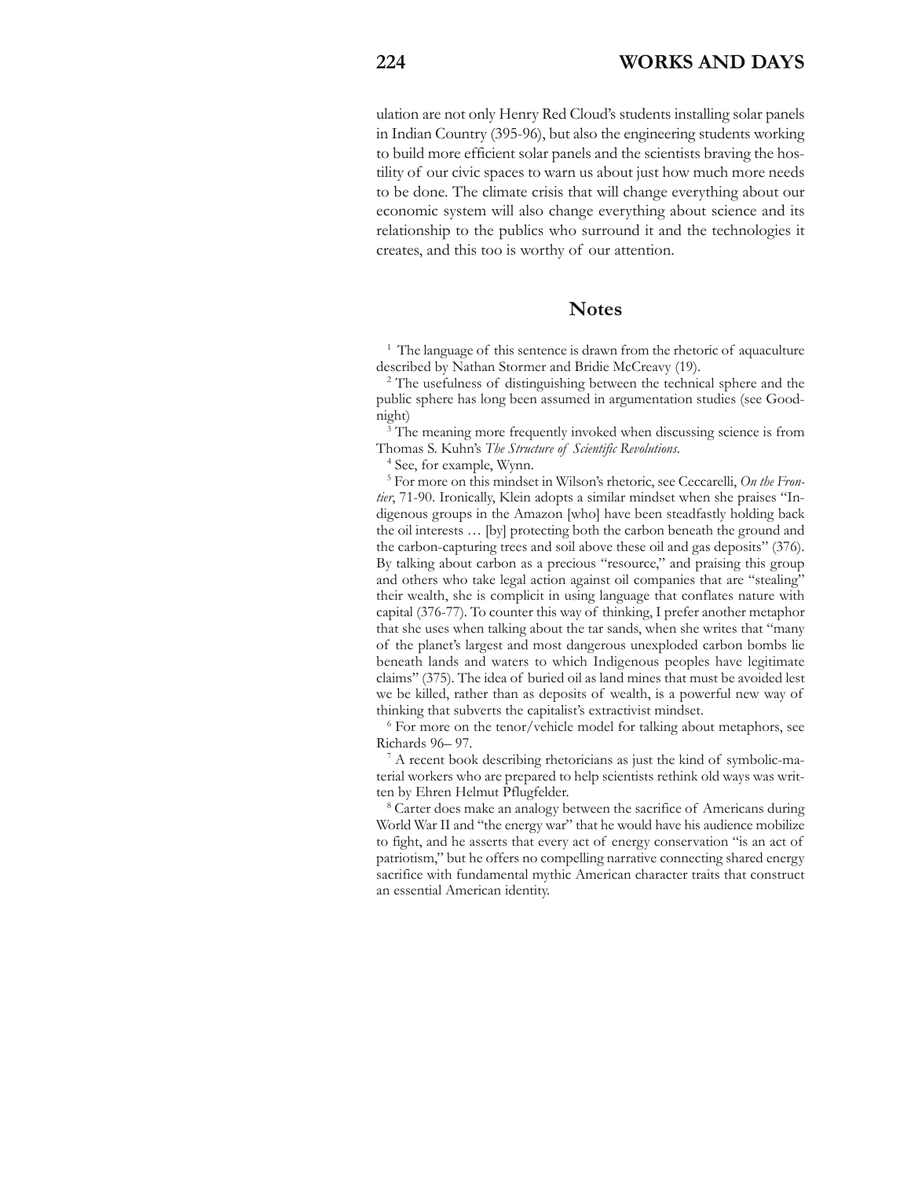ulation are not only Henry Red Cloud's students installing solar panels in Indian Country (395-96), but also the engineering students working to build more efficient solar panels and the scientists braving the hostility of our civic spaces to warn us about just how much more needs to be done. The climate crisis that will change everything about our economic system will also change everything about science and its relationship to the publics who surround it and the technologies it creates, and this too is worthy of our attention.

## Notes

[1] The language of this sentence is drawn from the rhetoric of aquaculture described by Nathan Stormer and Bridie McCreavy (19).

[2] The usefulness of distinguishing between the technical sphere and the public sphere has long been assumed in argumentation studies (see Goodnight)

[3] The meaning more frequently invoked when discussing science is from Thomas S. Kuhn's *The Structure of Scientific Revolutions*.

[4] See, for example, Wynn.

[5] For more on this mindset in Wilson's rhetoric, see Ceccarelli, *On the Frontier*, 71-90. Ironically, Klein adopts a similar mindset when she praises "Indigenous groups in the Amazon [who] have been steadfastly holding back the oil interests … [by] protecting both the carbon beneath the ground and the carbon-capturing trees and soil above these oil and gas deposits" (376). By talking about carbon as a precious "resource," and praising this group and others who take legal action against oil companies that are "stealing" their wealth, she is complicit in using language that conflates nature with capital (376-77). To counter this way of thinking, I prefer another metaphor that she uses when talking about the tar sands, when she writes that "many of the planet's largest and most dangerous unexploded carbon bombs lie beneath lands and waters to which Indigenous peoples have legitimate claims" (375). The idea of buried oil as land mines that must be avoided lest we be killed, rather than as deposits of wealth, is a powerful new way of thinking that subverts the capitalist's extractivist mindset.

[6] For more on the tenor/vehicle model for talking about metaphors, see Richards 96– 97.

[7] A recent book describing rhetoricians as just the kind of symbolic-material workers who are prepared to help scientists rethink old ways was written by Ehren Helmut Pflugfelder.

[8] Carter does make an analogy between the sacrifice of Americans during World War II and "the energy war" that he would have his audience mobilize to fight, and he asserts that every act of energy conservation "is an act of patriotism," but he offers no compelling narrative connecting shared energy sacrifice with fundamental mythic American character traits that construct an essential American identity.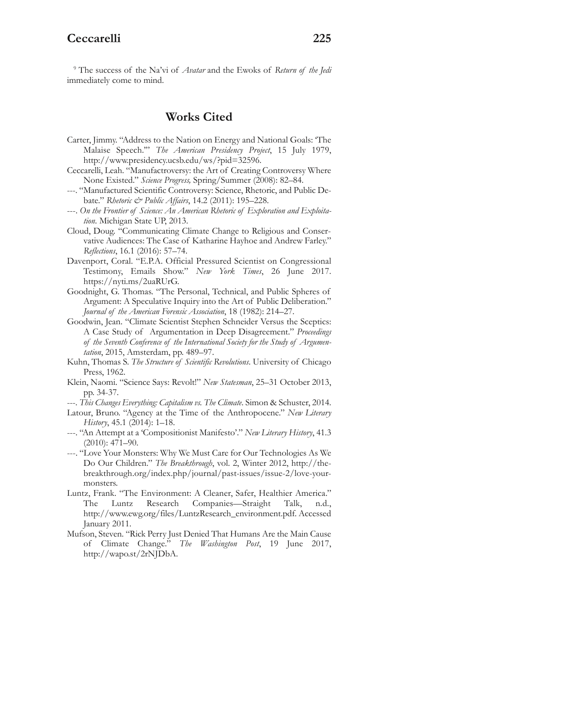[9] The success of the Na'vi of *Avatar* and the Ewoks of *Return of the Jedi* immediately come to mind.

## Works Cited

Carter, Jimmy. "Address to the Nation on Energy and National Goals: 'The Malaise Speech.'" *The American Presidency Project*, 15 July 1979, http://www.presidency.ucsb.edu/ws/?pid=32596.

Ceccarelli, Leah. "Manufactroversy: the Art of Creating Controversy Where None Existed." *Science Progress,* Spring/Summer (2008): 82–84.

---. "Manufactured Scientific Controversy: Science, Rhetoric, and Public Debate." *Rhetoric & Public Affairs*, 14.2 (2011): 195–228.

---. *On the Frontier of Science: An American Rhetoric of Exploration and Exploitation.* Michigan State UP, 2013.

Cloud, Doug. "Communicating Climate Change to Religious and Conservative Audiences: The Case of Katharine Hayhoe and Andrew Farley." *Reflections*, 16.1 (2016): 57–74.

Davenport, Coral. "E.P.A. Official Pressured Scientist on Congressional Testimony, Emails Show." *New York Times*, 26 June 2017. https://nyti.ms/2uaRUrG.

Goodnight, G. Thomas. "The Personal, Technical, and Public Spheres of Argument: A Speculative Inquiry into the Art of Public Deliberation." *Journal of the American Forensic Association*, 18 (1982): 214–27.

Goodwin, Jean. "Climate Scientist Stephen Schneider Versus the Sceptics: A Case Study of Argumentation in Deep Disagreement." *Proceedings of the Seventh Conference of the International Society for the Study of Argumentation*, 2015, Amsterdam, pp. 489–97.

Kuhn, Thomas S. *The Structure of Scientific Revolutions*. University of Chicago Press, 1962.

Klein, Naomi. "Science Says: Revolt!" *New Statesman*, 25–31 October 2013, pp. 34-37.

---. *This Changes Everything: Capitalism vs. The Climate*. Simon & Schuster, 2014.

Latour, Bruno. "Agency at the Time of the Anthropocene." *New Literary History*, 45.1 (2014): 1–18.

---. "An Attempt at a 'Compositionist Manifesto'." *New Literary History*, 41.3 (2010): 471–90.

---. "Love Your Monsters: Why We Must Care for Our Technologies As We Do Our Children." *The Breakthrough*, vol. 2, Winter 2012, http://thebreakthrough.org/index.php/journal/past-issues/issue-2/love-your-monsters.

Luntz, Frank. "The Environment: A Cleaner, Safer, Healthier America." The Luntz Research Companies—Straight Talk, n.d., http://www.ewg.org/files/LuntzResearch_environment.pdf. Accessed January 2011.

Mufson, Steven. "Rick Perry Just Denied That Humans Are the Main Cause of Climate Change." *The Washington Post*, 19 June 2017, http://wapo.st/2rNJDbA.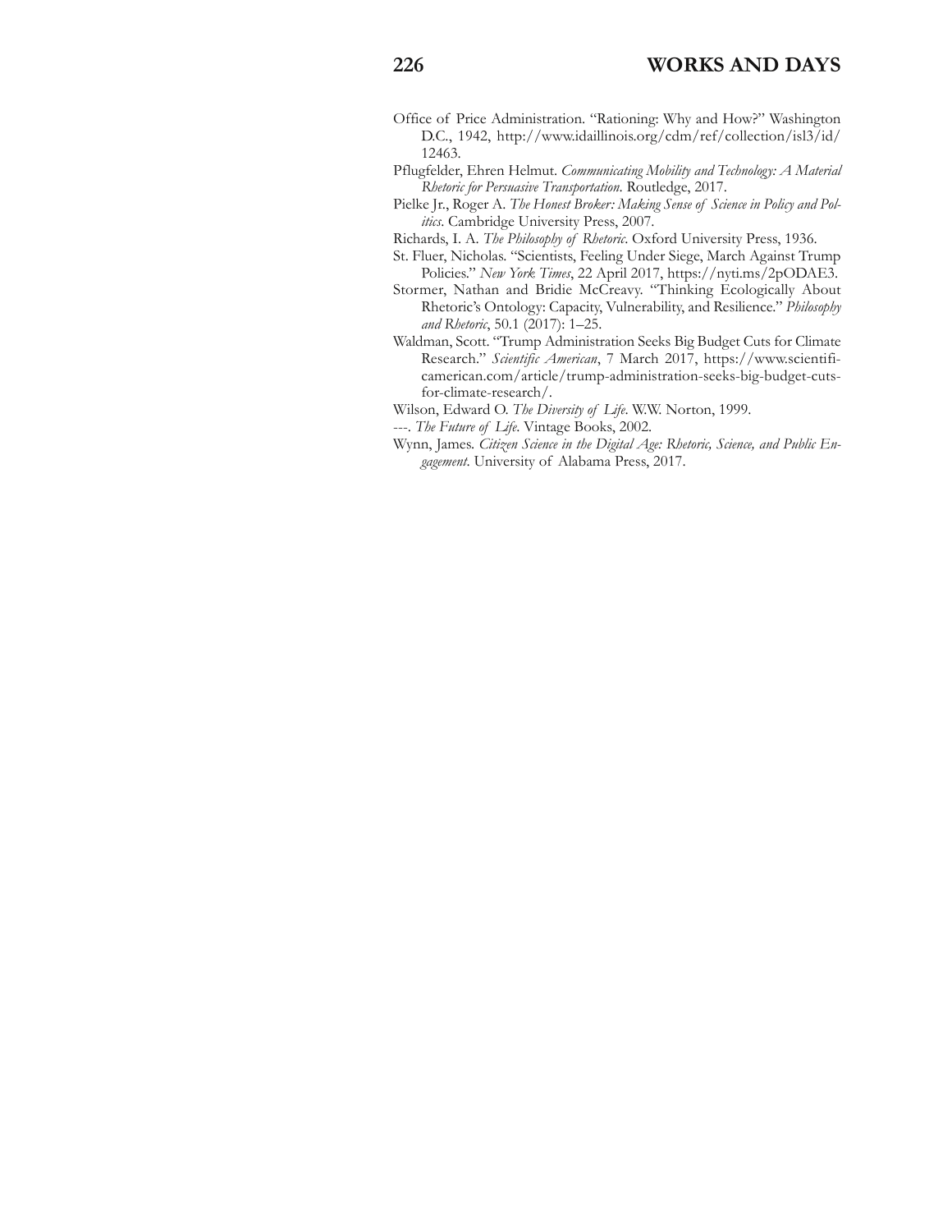Office of Price Administration. "Rationing: Why and How?" Washington D.C., 1942, http://www.idaillinois.org/cdm/ref/collection/isl3/id/12463.

Pflugfelder, Ehren Helmut. *Communicating Mobility and Technology: A Material Rhetoric for Persuasive Transportation*. Routledge, 2017.

Pielke Jr., Roger A. *The Honest Broker: Making Sense of Science in Policy and Politics*. Cambridge University Press, 2007.

Richards, I. A. *The Philosophy of Rhetoric*. Oxford University Press, 1936.

St. Fluer, Nicholas. "Scientists, Feeling Under Siege, March Against Trump Policies." *New York Times*, 22 April 2017, https://nyti.ms/2pODAE3.

Stormer, Nathan and Bridie McCreavy. "Thinking Ecologically About Rhetoric's Ontology: Capacity, Vulnerability, and Resilience." *Philosophy and Rhetoric*, 50.1 (2017): 1–25.

Waldman, Scott. "Trump Administration Seeks Big Budget Cuts for Climate Research." *Scientific American*, 7 March 2017, https://www.scientificamerican.com/article/trump-administration-seeks-big-budget-cuts-for-climate-research/.

Wilson, Edward O. *The Diversity of Life*. W.W. Norton, 1999.

---. *The Future of Life*. Vintage Books, 2002.

Wynn, James. *Citizen Science in the Digital Age: Rhetoric, Science, and Public Engagement*. University of Alabama Press, 2017.